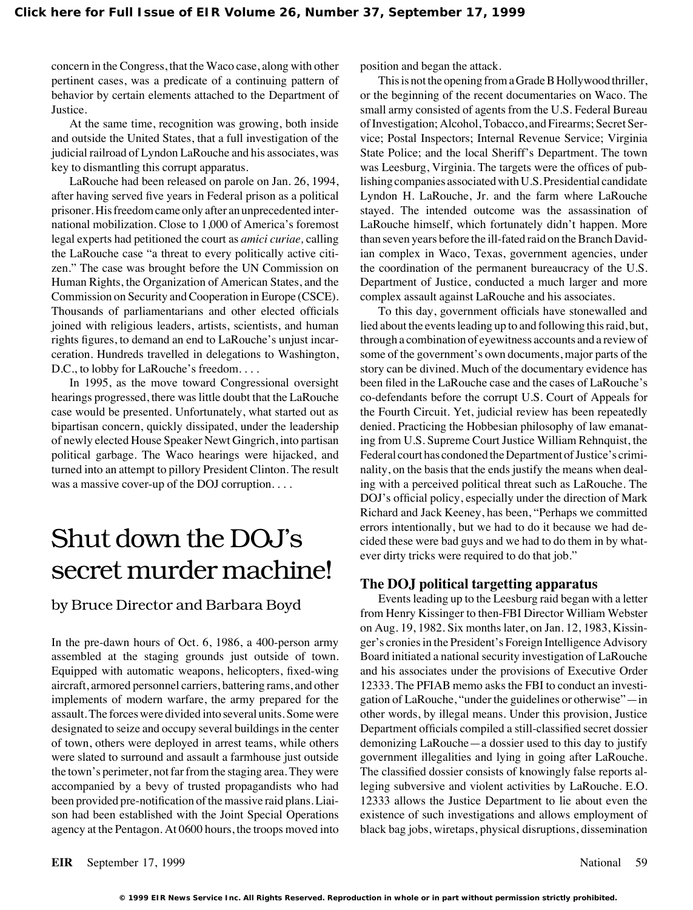concern in the Congress, that the Waco case, along with other pertinent cases, was a predicate of a continuing pattern of behavior by certain elements attached to the Department of Justice.

At the same time, recognition was growing, both inside and outside the United States, that a full investigation of the judicial railroad of Lyndon LaRouche and his associates, was key to dismantling this corrupt apparatus.

LaRouche had been released on parole on Jan. 26, 1994, after having served five years in Federal prison as a political prisoner. His freedom came only after an unprecedented international mobilization. Close to 1,000 of America's foremost legal experts had petitioned the court as *amici curiae,* calling the LaRouche case "a threat to every politically active citizen." The case was brought before the UN Commission on Human Rights, the Organization of American States, and the Commission on Security and Cooperation in Europe (CSCE). Thousands of parliamentarians and other elected officials joined with religious leaders, artists, scientists, and human rights figures, to demand an end to LaRouche's unjust incarceration. Hundreds travelled in delegations to Washington, D.C., to lobby for LaRouche's freedom. . . .

In 1995, as the move toward Congressional oversight hearings progressed, there was little doubt that the LaRouche case would be presented. Unfortunately, what started out as bipartisan concern, quickly dissipated, under the leadership of newly elected House Speaker Newt Gingrich, into partisan political garbage. The Waco hearings were hijacked, and turned into an attempt to pillory President Clinton. The result was a massive cover-up of the DOJ corruption. . . .

# Shut down the DOJ's secret murder machine!

by Bruce Director and Barbara Boyd

In the pre-dawn hours of Oct. 6, 1986, a 400-person army assembled at the staging grounds just outside of town. Equipped with automatic weapons, helicopters, fixed-wing aircraft, armored personnel carriers, battering rams, and other implements of modern warfare, the army prepared for the assault. The forces were divided into several units. Some were designated to seize and occupy several buildings in the center of town, others were deployed in arrest teams, while others were slated to surround and assault a farmhouse just outside the town's perimeter, not far from the staging area. They were accompanied by a bevy of trusted propagandists who had been provided pre-notification of the massive raid plans. Liaison had been established with the Joint Special Operations agency at the Pentagon. At 0600 hours, the troops moved into position and began the attack.

This is not the opening from a Grade B Hollywood thriller, or the beginning of the recent documentaries on Waco. The small army consisted of agents from the U.S. Federal Bureau of Investigation; Alcohol, Tobacco, and Firearms; Secret Service; Postal Inspectors; Internal Revenue Service; Virginia State Police; and the local Sheriff's Department. The town was Leesburg, Virginia. The targets were the offices of publishing companies associated with U.S. Presidential candidate Lyndon H. LaRouche, Jr. and the farm where LaRouche stayed. The intended outcome was the assassination of LaRouche himself, which fortunately didn't happen. More than seven years before the ill-fated raid on the Branch Davidian complex in Waco, Texas, government agencies, under the coordination of the permanent bureaucracy of the U.S. Department of Justice, conducted a much larger and more complex assault against LaRouche and his associates.

To this day, government officials have stonewalled and lied about the events leading up to and following this raid, but, through a combination of eyewitness accounts and a review of some of the government's own documents, major parts of the story can be divined. Much of the documentary evidence has been filed in the LaRouche case and the cases of LaRouche's co-defendants before the corrupt U.S. Court of Appeals for the Fourth Circuit. Yet, judicial review has been repeatedly denied. Practicing the Hobbesian philosophy of law emanating from U.S. Supreme Court Justice William Rehnquist, the Federal court has condoned the Department of Justice's criminality, on the basis that the ends justify the means when dealing with a perceived political threat such as LaRouche. The DOJ's official policy, especially under the direction of Mark Richard and Jack Keeney, has been, "Perhaps we committed errors intentionally, but we had to do it because we had decided these were bad guys and we had to do them in by whatever dirty tricks were required to do that job."

### The DOJ political targetting apparatus

Events leading up to the Leesburg raid began with a letter from Henry Kissinger to then-FBI Director William Webster on Aug. 19, 1982. Six months later, on Jan. 12, 1983, Kissinger's cronies in the President's Foreign Intelligence Advisory Board initiated a national security investigation of LaRouche and his associates under the provisions of Executive Order 12333. The PFIAB memo asks the FBI to conduct an investigation of LaRouche, "under the guidelines or otherwise"—in other words, by illegal means. Under this provision, Justice Department officials compiled a still-classified secret dossier demonizing LaRouche—a dossier used to this day to justify government illegalities and lying in going after LaRouche. The classified dossier consists of knowingly false reports alleging subversive and violent activities by LaRouche. E.O. 12333 allows the Justice Department to lie about even the existence of such investigations and allows employment of black bag jobs, wiretaps, physical disruptions, dissemination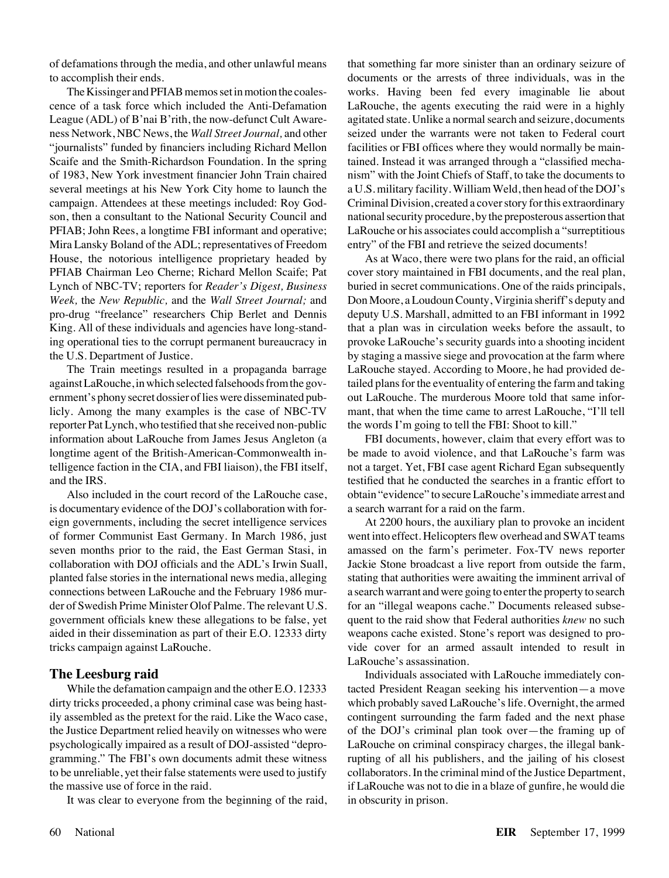of defamations through the media, and other unlawful means to accomplish their ends.

The Kissinger and PFIAB memos set in motion the coalescence of a task force which included the Anti-Defamation League (ADL) of B'nai B'rith, the now-defunct Cult Awareness Network, NBC News, the *Wall Street Journal,* and other "journalists" funded by financiers including Richard Mellon Scaife and the Smith-Richardson Foundation. In the spring of 1983, New York investment financier John Train chaired several meetings at his New York City home to launch the campaign. Attendees at these meetings included: Roy Godson, then a consultant to the National Security Council and PFIAB; John Rees, a longtime FBI informant and operative; Mira Lansky Boland of the ADL; representatives of Freedom House, the notorious intelligence proprietary headed by PFIAB Chairman Leo Cherne; Richard Mellon Scaife; Pat Lynch of NBC-TV; reporters for *Reader's Digest, Business Week,* the *New Republic,* and the *Wall Street Journal;* and pro-drug "freelance" researchers Chip Berlet and Dennis King. All of these individuals and agencies have long-standing operational ties to the corrupt permanent bureaucracy in the U.S. Department of Justice.

The Train meetings resulted in a propaganda barrage against LaRouche, in which selected falsehoods from the government's phony secret dossier of lies were disseminated publicly. Among the many examples is the case of NBC-TV reporter Pat Lynch, who testified that she received non-public information about LaRouche from James Jesus Angleton (a longtime agent of the British-American-Commonwealth intelligence faction in the CIA, and FBI liaison), the FBI itself, and the IRS.

Also included in the court record of the LaRouche case, is documentary evidence of the DOJ's collaboration with foreign governments, including the secret intelligence services of former Communist East Germany. In March 1986, just seven months prior to the raid, the East German Stasi, in collaboration with DOJ officials and the ADL's Irwin Suall, planted false stories in the international news media, alleging connections between LaRouche and the February 1986 murder of Swedish Prime Minister Olof Palme. The relevant U.S. government officials knew these allegations to be false, yet aided in their dissemination as part of their E.O. 12333 dirty tricks campaign against LaRouche.

## The Leesburg raid

While the defamation campaign and the other E.O. 12333 dirty tricks proceeded, a phony criminal case was being hastily assembled as the pretext for the raid. Like the Waco case, the Justice Department relied heavily on witnesses who were psychologically impaired as a result of DOJ-assisted "deprogramming." The FBI's own documents admit these witness to be unreliable, yet their false statements were used to justify the massive use of force in the raid.

It was clear to everyone from the beginning of the raid, that something far more sinister than an ordinary seizure of documents or the arrests of three individuals, was in the works. Having been fed every imaginable lie about LaRouche, the agents executing the raid were in a highly agitated state. Unlike a normal search and seizure, documents seized under the warrants were not taken to Federal court facilities or FBI offices where they would normally be maintained. Instead it was arranged through a "classified mechanism" with the Joint Chiefs of Staff, to take the documents to a U.S. military facility. William Weld, then head of the DOJ's Criminal Division, created a cover story for this extraordinary national security procedure, by the preposterous assertion that LaRouche or his associates could accomplish a "surreptitious entry" of the FBI and retrieve the seized documents!

As at Waco, there were two plans for the raid, an official cover story maintained in FBI documents, and the real plan, buried in secret communications. One of the raids principals, Don Moore, a Loudoun County, Virginia sheriff's deputy and deputy U.S. Marshall, admitted to an FBI informant in 1992 that a plan was in circulation weeks before the assault, to provoke LaRouche's security guards into a shooting incident by staging a massive siege and provocation at the farm where LaRouche stayed. According to Moore, he had provided detailed plans for the eventuality of entering the farm and taking out LaRouche. The murderous Moore told that same informant, that when the time came to arrest LaRouche, "I'll tell the words I'm going to tell the FBI: Shoot to kill."

FBI documents, however, claim that every effort was to be made to avoid violence, and that LaRouche's farm was not a target. Yet, FBI case agent Richard Egan subsequently testified that he conducted the searches in a frantic effort to obtain "evidence" to secure LaRouche's immediate arrest and a search warrant for a raid on the farm.

At 2200 hours, the auxiliary plan to provoke an incident went into effect. Helicopters flew overhead and SWAT teams amassed on the farm's perimeter. Fox-TV news reporter Jackie Stone broadcast a live report from outside the farm, stating that authorities were awaiting the imminent arrival of a search warrant and were going to enter the property to search for an "illegal weapons cache." Documents released subsequent to the raid show that Federal authorities *knew* no such weapons cache existed. Stone's report was designed to provide cover for an armed assault intended to result in LaRouche's assassination.

Individuals associated with LaRouche immediately contacted President Reagan seeking his intervention—a move which probably saved LaRouche's life. Overnight, the armed contingent surrounding the farm faded and the next phase of the DOJ's criminal plan took over—the framing up of LaRouche on criminal conspiracy charges, the illegal bankrupting of all his publishers, and the jailing of his closest collaborators. In the criminal mind of the Justice Department, if LaRouche was not to die in a blaze of gunfire, he would die in obscurity in prison.